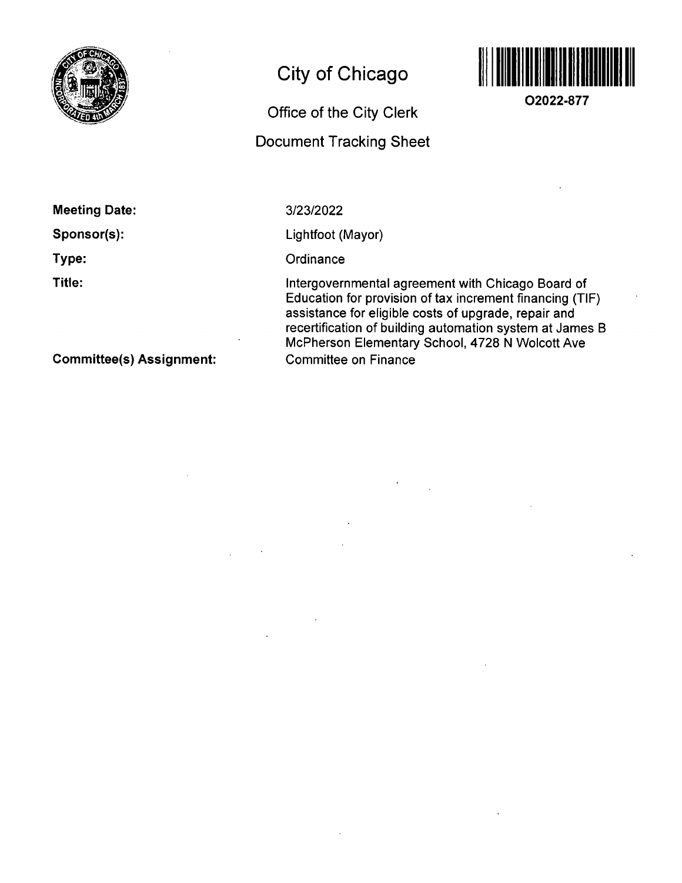# City of Chicago

## Office of the City Clerk

## Document Tracking Sheet

**O2022-877**

**Meeting Date:** 3/23/2022

**Sponsor(s):** Lightfoot (Mayor)

**Type:** Ordinance

**Title:** Intergovernmental agreement with Chicago Board of Education for provision of tax increment financing (TIF) assistance for eligible costs of upgrade, repair and recertification of building automation system at James B McPherson Elementary School, 4728 N Wolcott Ave

**Committee(s) Assignment:** Committee on Finance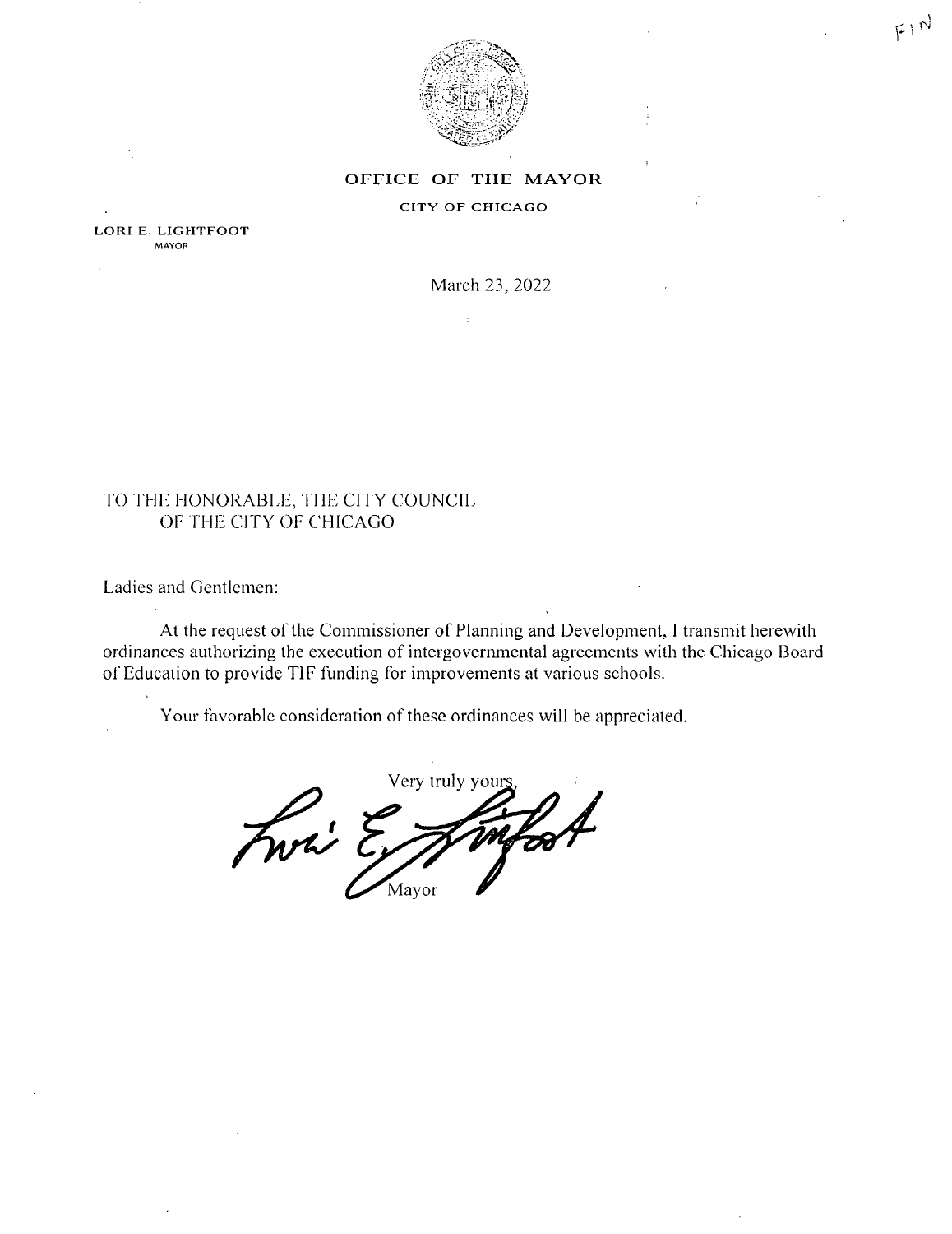FIN

**OFFICE OF THE MAYOR**

**CITY OF CHICAGO**

**LORI E. LIGHTFOOT**
MAYOR

March 23, 2022

TO THE HONORABLE, THE CITY COUNCIL
OF THE CITY OF CHICAGO

Ladies and Gentlemen:

At the request of the Commissioner of Planning and Development, I transmit herewith ordinances authorizing the execution of intergovernmental agreements with the Chicago Board of Education to provide TIF funding for improvements at various schools.

Your favorable consideration of these ordinances will be appreciated.

Very truly yours,

Mayor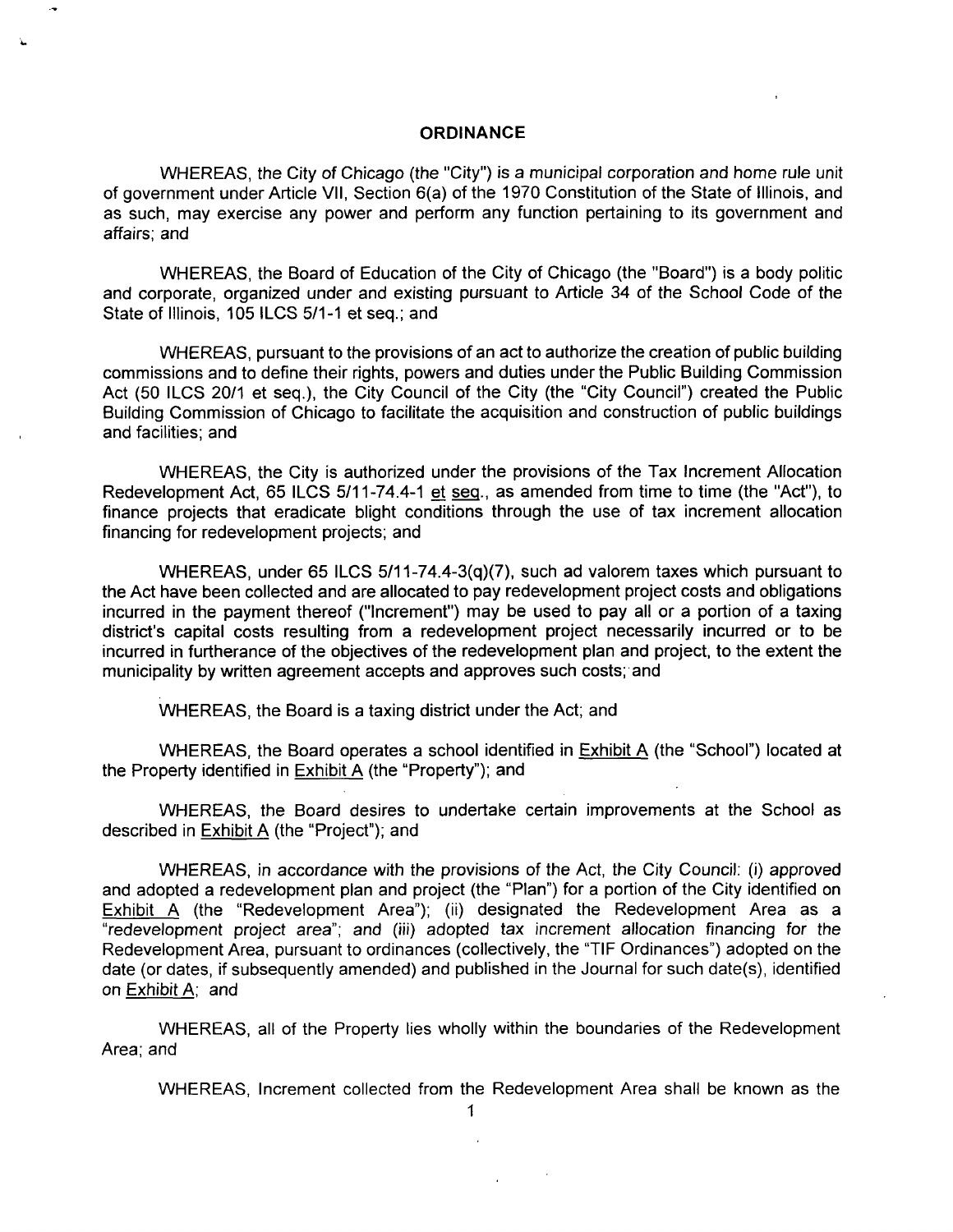# ORDINANCE

WHEREAS, the City of Chicago (the "City") is a municipal corporation and home rule unit of government under Article VII, Section 6(a) of the 1970 Constitution of the State of Illinois, and as such, may exercise any power and perform any function pertaining to its government and affairs; and

WHEREAS, the Board of Education of the City of Chicago (the "Board") is a body politic and corporate, organized under and existing pursuant to Article 34 of the School Code of the State of Illinois, 105 ILCS 5/1-1 et seq.; and

WHEREAS, pursuant to the provisions of an act to authorize the creation of public building commissions and to define their rights, powers and duties under the Public Building Commission Act (50 ILCS 20/1 et seq.), the City Council of the City (the "City Council") created the Public Building Commission of Chicago to facilitate the acquisition and construction of public buildings and facilities; and

WHEREAS, the City is authorized under the provisions of the Tax Increment Allocation Redevelopment Act, 65 ILCS 5/11-74.4-1 et seq., as amended from time to time (the "Act"), to finance projects that eradicate blight conditions through the use of tax increment allocation financing for redevelopment projects; and

WHEREAS, under 65 ILCS 5/11-74.4-3(q)(7), such ad valorem taxes which pursuant to the Act have been collected and are allocated to pay redevelopment project costs and obligations incurred in the payment thereof ("Increment") may be used to pay all or a portion of a taxing district's capital costs resulting from a redevelopment project necessarily incurred or to be incurred in furtherance of the objectives of the redevelopment plan and project, to the extent the municipality by written agreement accepts and approves such costs; and

WHEREAS, the Board is a taxing district under the Act; and

WHEREAS, the Board operates a school identified in Exhibit A (the "School") located at the Property identified in Exhibit A (the "Property"); and

WHEREAS, the Board desires to undertake certain improvements at the School as described in Exhibit A (the "Project"); and

WHEREAS, in accordance with the provisions of the Act, the City Council: (i) approved and adopted a redevelopment plan and project (the "Plan") for a portion of the City identified on Exhibit A (the "Redevelopment Area"); (ii) designated the Redevelopment Area as a "redevelopment project area"; and (iii) adopted tax increment allocation financing for the Redevelopment Area, pursuant to ordinances (collectively, the "TIF Ordinances") adopted on the date (or dates, if subsequently amended) and published in the Journal for such date(s), identified on Exhibit A; and

WHEREAS, all of the Property lies wholly within the boundaries of the Redevelopment Area; and

WHEREAS, Increment collected from the Redevelopment Area shall be known as the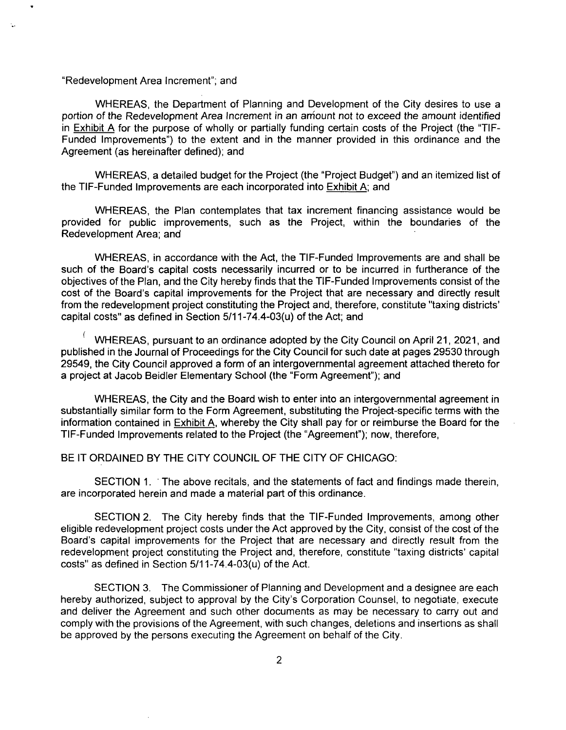"Redevelopment Area Increment"; and

WHEREAS, the Department of Planning and Development of the City desires to use a portion of the Redevelopment Area Increment in an amount not to exceed the amount identified in Exhibit A for the purpose of wholly or partially funding certain costs of the Project (the "TIF-Funded Improvements") to the extent and in the manner provided in this ordinance and the Agreement (as hereinafter defined); and

WHEREAS, a detailed budget for the Project (the "Project Budget") and an itemized list of the TIF-Funded Improvements are each incorporated into Exhibit A; and

WHEREAS, the Plan contemplates that tax increment financing assistance would be provided for public improvements, such as the Project, within the boundaries of the Redevelopment Area; and

WHEREAS, in accordance with the Act, the TIF-Funded Improvements are and shall be such of the Board's capital costs necessarily incurred or to be incurred in furtherance of the objectives of the Plan, and the City hereby finds that the TIF-Funded Improvements consist of the cost of the Board's capital improvements for the Project that are necessary and directly result from the redevelopment project constituting the Project and, therefore, constitute "taxing districts' capital costs" as defined in Section 5/11-74.4-03(u) of the Act; and

WHEREAS, pursuant to an ordinance adopted by the City Council on April 21, 2021, and published in the Journal of Proceedings for the City Council for such date at pages 29530 through 29549, the City Council approved a form of an intergovernmental agreement attached thereto for a project at Jacob Beidler Elementary School (the "Form Agreement"); and

WHEREAS, the City and the Board wish to enter into an intergovernmental agreement in substantially similar form to the Form Agreement, substituting the Project-specific terms with the information contained in Exhibit A, whereby the City shall pay for or reimburse the Board for the TIF-Funded Improvements related to the Project (the "Agreement"); now, therefore,

BE IT ORDAINED BY THE CITY COUNCIL OF THE CITY OF CHICAGO:

SECTION 1. The above recitals, and the statements of fact and findings made therein, are incorporated herein and made a material part of this ordinance.

SECTION 2. The City hereby finds that the TIF-Funded Improvements, among other eligible redevelopment project costs under the Act approved by the City, consist of the cost of the Board's capital improvements for the Project that are necessary and directly result from the redevelopment project constituting the Project and, therefore, constitute "taxing districts' capital costs" as defined in Section 5/11-74.4-03(u) of the Act.

SECTION 3. The Commissioner of Planning and Development and a designee are each hereby authorized, subject to approval by the City's Corporation Counsel, to negotiate, execute and deliver the Agreement and such other documents as may be necessary to carry out and comply with the provisions of the Agreement, with such changes, deletions and insertions as shall be approved by the persons executing the Agreement on behalf of the City.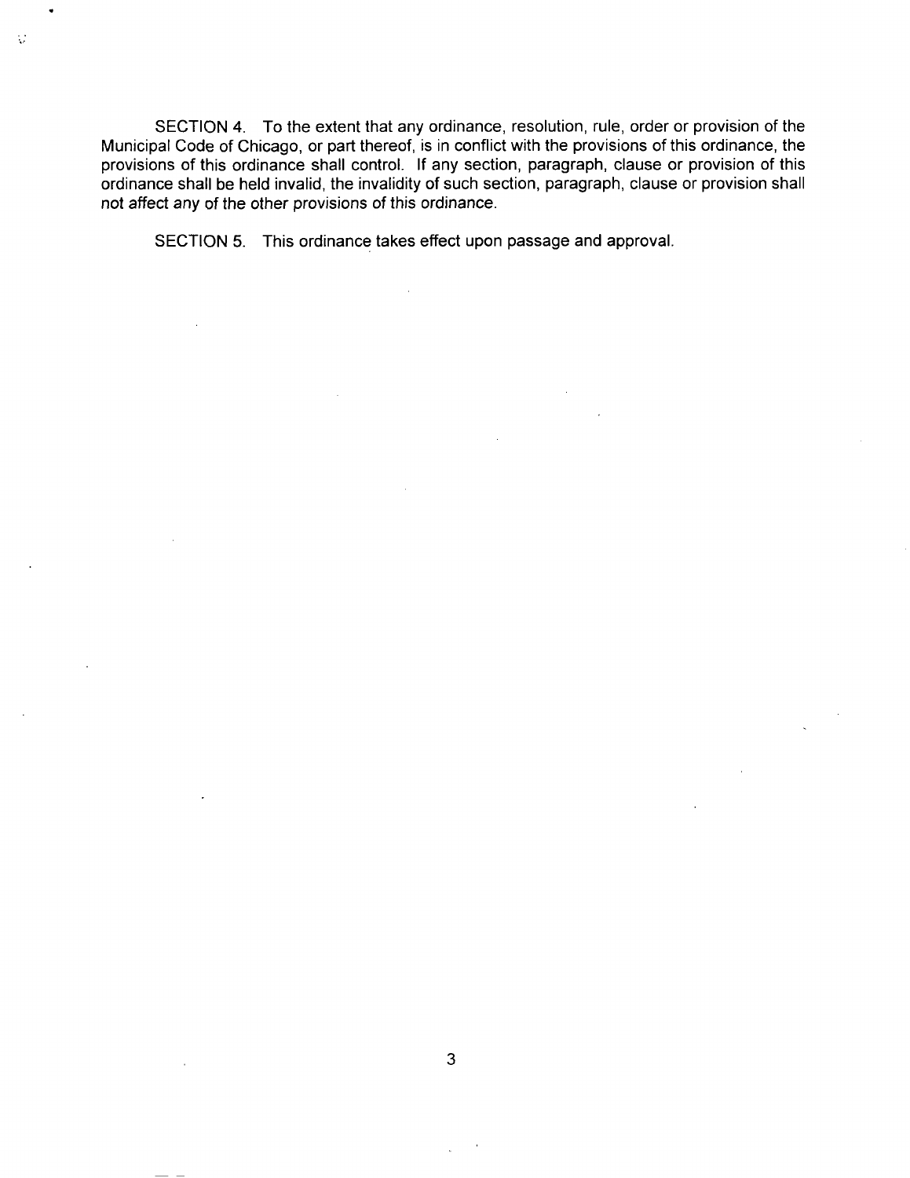SECTION 4. To the extent that any ordinance, resolution, rule, order or provision of the Municipal Code of Chicago, or part thereof, is in conflict with the provisions of this ordinance, the provisions of this ordinance shall control. If any section, paragraph, clause or provision of this ordinance shall be held invalid, the invalidity of such section, paragraph, clause or provision shall not affect any of the other provisions of this ordinance.

SECTION 5. This ordinance takes effect upon passage and approval.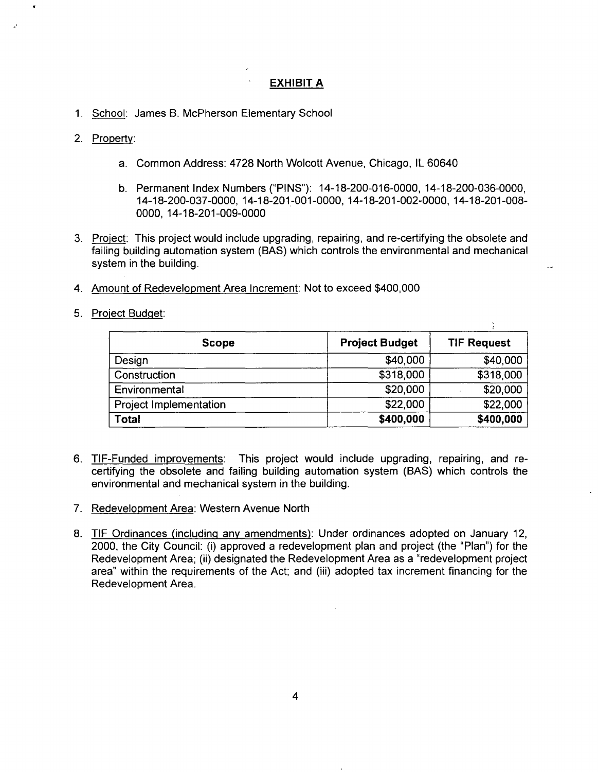# EXHIBIT A

1. School: James B. McPherson Elementary School

2. Property:

   a. Common Address: 4728 North Wolcott Avenue, Chicago, IL 60640

   b. Permanent Index Numbers ("PINS"): 14-18-200-016-0000, 14-18-200-036-0000, 14-18-200-037-0000, 14-18-201-001-0000, 14-18-201-002-0000, 14-18-201-008-0000, 14-18-201-009-0000

3. Project: This project would include upgrading, repairing, and re-certifying the obsolete and failing building automation system (BAS) which controls the environmental and mechanical system in the building.

4. Amount of Redevelopment Area Increment: Not to exceed $400,000

5. Project Budget:

| Scope | Project Budget | TIF Request |
|---|---|---|
| Design | $40,000 | $40,000 |
| Construction | $318,000 | $318,000 |
| Environmental | $20,000 | $20,000 |
| Project Implementation | $22,000 | $22,000 |
| **Total** | **$400,000** | **$400,000** |

6. TIF-Funded improvements: This project would include upgrading, repairing, and re-certifying the obsolete and failing building automation system (BAS) which controls the environmental and mechanical system in the building.

7. Redevelopment Area: Western Avenue North

8. TIF Ordinances (including any amendments): Under ordinances adopted on January 12, 2000, the City Council: (i) approved a redevelopment plan and project (the "Plan") for the Redevelopment Area; (ii) designated the Redevelopment Area as a "redevelopment project area" within the requirements of the Act; and (iii) adopted tax increment financing for the Redevelopment Area.